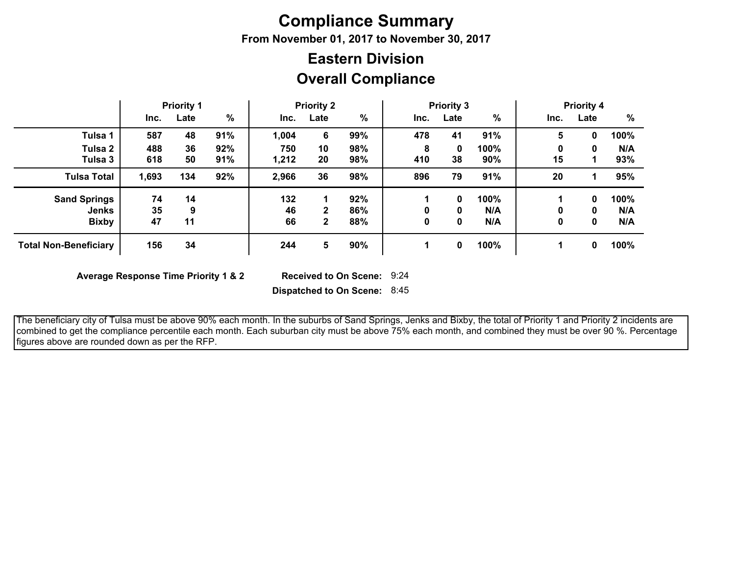# Compliance Summary

**From November 01, 2017 to November 30, 2017**

## Eastern Division

## Overall Compliance

| | Priority 1 | | | Priority 2 | | | Priority 3 | | | Priority 4 | | |
|---|---|---|---|---|---|---|---|---|---|---|---|---|
| | Inc. | Late | % | Inc. | Late | % | Inc. | Late | % | Inc. | Late | % |
| **Tulsa 1** | 587 | 48 | 91% | 1,004 | 6 | 99% | 478 | 41 | 91% | 5 | 0 | 100% |
| **Tulsa 2** | 488 | 36 | 92% | 750 | 10 | 98% | 8 | 0 | 100% | 0 | 0 | N/A |
| **Tulsa 3** | 618 | 50 | 91% | 1,212 | 20 | 98% | 410 | 38 | 90% | 15 | 1 | 93% |
| **Tulsa Total** | 1,693 | 134 | 92% | 2,966 | 36 | 98% | 896 | 79 | 91% | 20 | 1 | 95% |
| **Sand Springs** | 74 | 14 | | 132 | 1 | 92% | 1 | 0 | 100% | 1 | 0 | 100% |
| **Jenks** | 35 | 9 | | 46 | 2 | 86% | 0 | 0 | N/A | 0 | 0 | N/A |
| **Bixby** | 47 | 11 | | 66 | 2 | 88% | 0 | 0 | N/A | 0 | 0 | N/A |
| **Total Non-Beneficiary** | 156 | 34 | | 244 | 5 | 90% | 1 | 0 | 100% | 1 | 0 | 100% |

**Average Response Time Priority 1 & 2**

**Received to On Scene:** 9:24

**Dispatched to On Scene:** 8:45

The beneficiary city of Tulsa must be above 90% each month. In the suburbs of Sand Springs, Jenks and Bixby, the total of Priority 1 and Priority 2 incidents are combined to get the compliance percentile each month. Each suburban city must be above 75% each month, and combined they must be over 90 %. Percentage figures above are rounded down as per the RFP.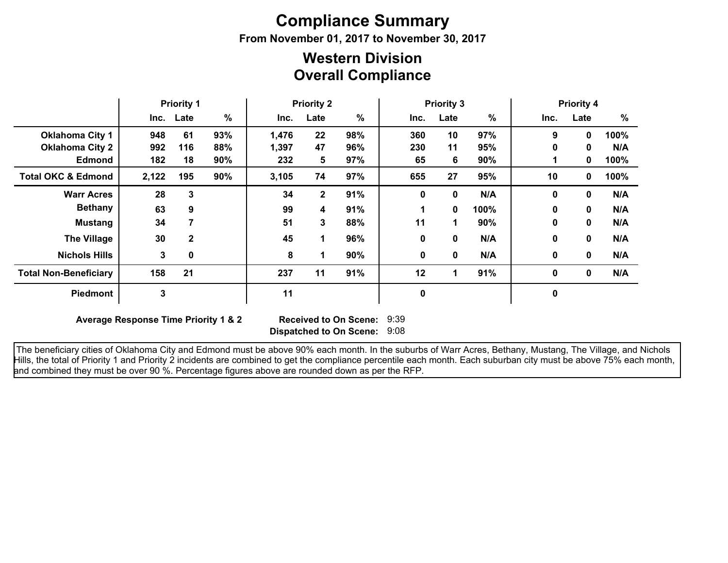# Compliance Summary

**From November 01, 2017 to November 30, 2017**

## Western Division

## Overall Compliance

| | Priority 1 | | | Priority 2 | | | Priority 3 | | | Priority 4 | | |
|---|---|---|---|---|---|---|---|---|---|---|---|---|
| | Inc. | Late | % | Inc. | Late | % | Inc. | Late | % | Inc. | Late | % |
| **Oklahoma City 1** | 948 | 61 | 93% | 1,476 | 22 | 98% | 360 | 10 | 97% | 9 | 0 | 100% |
| **Oklahoma City 2** | 992 | 116 | 88% | 1,397 | 47 | 96% | 230 | 11 | 95% | 0 | 0 | N/A |
| **Edmond** | 182 | 18 | 90% | 232 | 5 | 97% | 65 | 6 | 90% | 1 | 0 | 100% |
| **Total OKC & Edmond** | 2,122 | 195 | 90% | 3,105 | 74 | 97% | 655 | 27 | 95% | 10 | 0 | 100% |
| **Warr Acres** | 28 | 3 | | 34 | 2 | 91% | 0 | 0 | N/A | 0 | 0 | N/A |
| **Bethany** | 63 | 9 | | 99 | 4 | 91% | 1 | 0 | 100% | 0 | 0 | N/A |
| **Mustang** | 34 | 7 | | 51 | 3 | 88% | 11 | 1 | 90% | 0 | 0 | N/A |
| **The Village** | 30 | 2 | | 45 | 1 | 96% | 0 | 0 | N/A | 0 | 0 | N/A |
| **Nichols Hills** | 3 | 0 | | 8 | 1 | 90% | 0 | 0 | N/A | 0 | 0 | N/A |
| **Total Non-Beneficiary** | 158 | 21 | | 237 | 11 | 91% | 12 | 1 | 91% | 0 | 0 | N/A |
| **Piedmont** | 3 | | | 11 | | | 0 | | | 0 | | |

**Average Response Time Priority 1 & 2** **Received to On Scene:** 9:39

**Dispatched to On Scene:** 9:08

The beneficiary cities of Oklahoma City and Edmond must be above 90% each month. In the suburbs of Warr Acres, Bethany, Mustang, The Village, and Nichols Hills, the total of Priority 1 and Priority 2 incidents are combined to get the compliance percentile each month. Each suburban city must be above 75% each month, and combined they must be over 90 %. Percentage figures above are rounded down as per the RFP.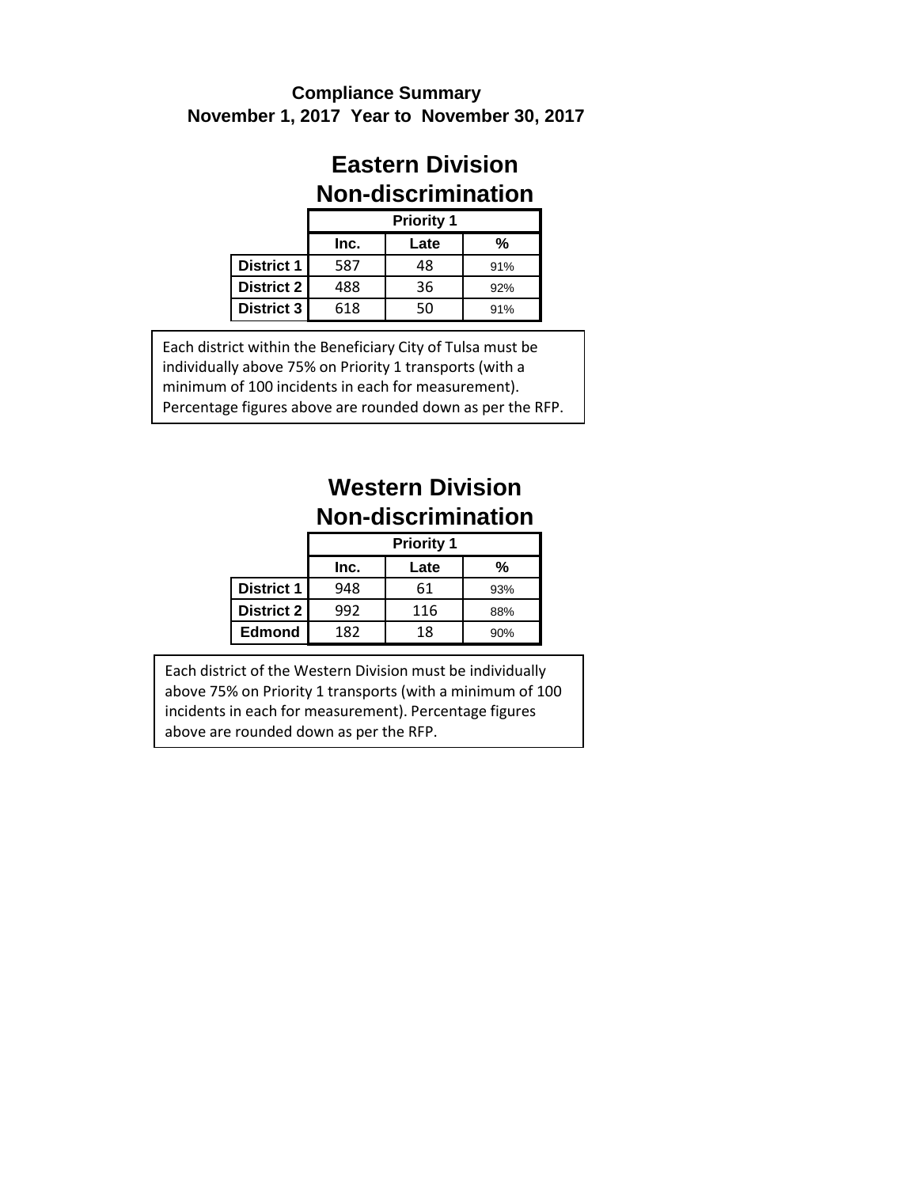**Compliance Summary**
**November 1, 2017 Year to November 30, 2017**

## Eastern Division Non-discrimination

| | Priority 1 | | |
|---|---|---|---|
| | Inc. | Late | % |
| District 1 | 587 | 48 | 91% |
| District 2 | 488 | 36 | 92% |
| District 3 | 618 | 50 | 91% |

Each district within the Beneficiary City of Tulsa must be individually above 75% on Priority 1 transports (with a minimum of 100 incidents in each for measurement). Percentage figures above are rounded down as per the RFP.

## Western Division Non-discrimination

| | Priority 1 | | |
|---|---|---|---|
| | Inc. | Late | % |
| District 1 | 948 | 61 | 93% |
| District 2 | 992 | 116 | 88% |
| Edmond | 182 | 18 | 90% |

Each district of the Western Division must be individually above 75% on Priority 1 transports (with a minimum of 100 incidents in each for measurement). Percentage figures above are rounded down as per the RFP.